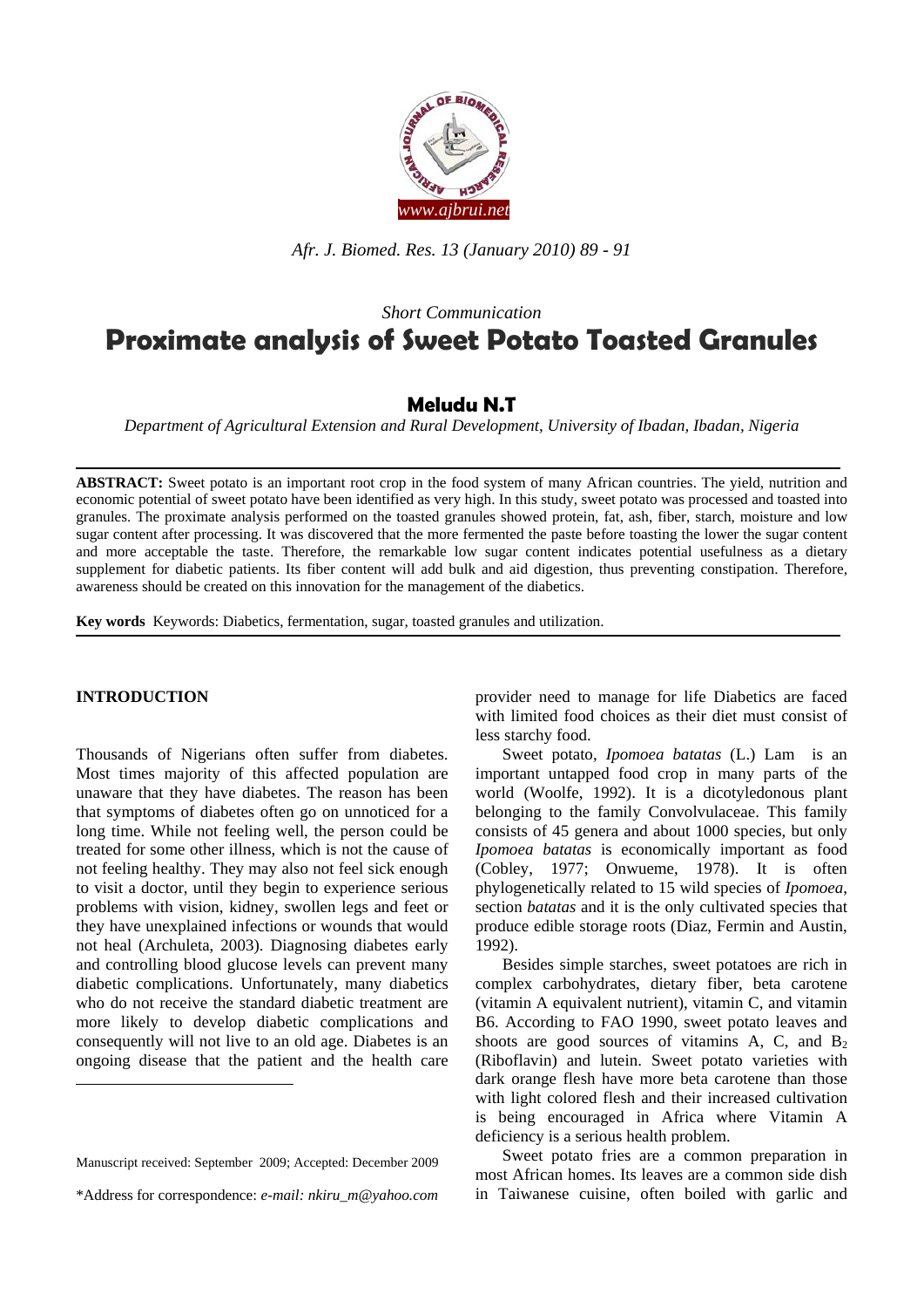*Short Communication*

# Proximate analysis of Sweet Potato Toasted Granules

## Meludu N.T

*Department of Agricultural Extension and Rural Development, University of Ibadan, Ibadan, Nigeria*

**ABSTRACT:** Sweet potato is an important root crop in the food system of many African countries. The yield, nutrition and economic potential of sweet potato have been identified as very high. In this study, sweet potato was processed and toasted into granules. The proximate analysis performed on the toasted granules showed protein, fat, ash, fiber, starch, moisture and low sugar content after processing. It was discovered that the more fermented the paste before toasting the lower the sugar content and more acceptable the taste. Therefore, the remarkable low sugar content indicates potential usefulness as a dietary supplement for diabetic patients. Its fiber content will add bulk and aid digestion, thus preventing constipation. Therefore, awareness should be created on this innovation for the management of the diabetics.

**Key words** Keywords: Diabetics, fermentation, sugar, toasted granules and utilization.

## INTRODUCTION

Thousands of Nigerians often suffer from diabetes. Most times majority of this affected population are unaware that they have diabetes. The reason has been that symptoms of diabetes often go on unnoticed for a long time. While not feeling well, the person could be treated for some other illness, which is not the cause of not feeling healthy. They may also not feel sick enough to visit a doctor, until they begin to experience serious problems with vision, kidney, swollen legs and feet or they have unexplained infections or wounds that would not heal (Archuleta, 2003). Diagnosing diabetes early and controlling blood glucose levels can prevent many diabetic complications. Unfortunately, many diabetics who do not receive the standard diabetic treatment are more likely to develop diabetic complications and consequently will not live to an old age. Diabetes is an ongoing disease that the patient and the health care provider need to manage for life Diabetics are faced with limited food choices as their diet must consist of less starchy food.

Sweet potato, *Ipomoea batatas* (L.) Lam is an important untapped food crop in many parts of the world (Woolfe, 1992). It is a dicotyledonous plant belonging to the family Convolvulaceae. This family consists of 45 genera and about 1000 species, but only *Ipomoea batatas* is economically important as food (Cobley, 1977; Onwueme, 1978). It is often phylogenetically related to 15 wild species of *Ipomoea*, section *batatas* and it is the only cultivated species that produce edible storage roots (Diaz, Fermin and Austin, 1992).

Besides simple starches, sweet potatoes are rich in complex carbohydrates, dietary fiber, beta carotene (vitamin A equivalent nutrient), vitamin C, and vitamin B6. According to FAO 1990, sweet potato leaves and shoots are good sources of vitamins A, C, and $B_2$ (Riboflavin) and lutein. Sweet potato varieties with dark orange flesh have more beta carotene than those with light colored flesh and their increased cultivation is being encouraged in Africa where Vitamin A deficiency is a serious health problem.

Sweet potato fries are a common preparation in most African homes. Its leaves are a common side dish in Taiwanese cuisine, often boiled with garlic and

Manuscript received: September 2009; Accepted: December 2009

*Address for correspondence: *e-mail: nkiru_m@yahoo.com*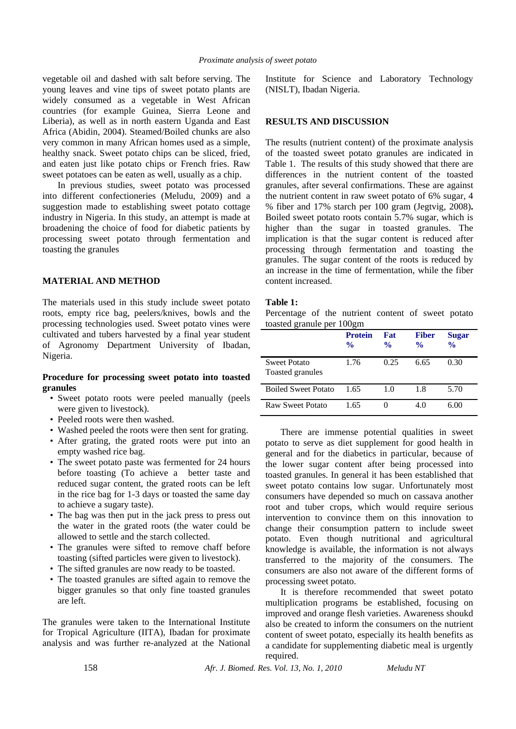vegetable oil and dashed with salt before serving. The young leaves and vine tips of sweet potato plants are widely consumed as a vegetable in West African countries (for example Guinea, Sierra Leone and Liberia), as well as in north eastern Uganda and East Africa (Abidin, 2004). Steamed/Boiled chunks are also very common in many African homes used as a simple, healthy snack. Sweet potato chips can be sliced, fried, and eaten just like potato chips or French fries. Raw sweet potatoes can be eaten as well, usually as a chip.

In previous studies, sweet potato was processed into different confectioneries (Meludu, 2009) and a suggestion made to establishing sweet potato cottage industry in Nigeria. In this study, an attempt is made at broadening the choice of food for diabetic patients by processing sweet potato through fermentation and toasting the granules

## MATERIAL AND METHOD

The materials used in this study include sweet potato roots, empty rice bag, peelers/knives, bowls and the processing technologies used. Sweet potato vines were cultivated and tubers harvested by a final year student of Agronomy Department University of Ibadan, Nigeria.

### Procedure for processing sweet potato into toasted granules

- Sweet potato roots were peeled manually (peels were given to livestock).
- Peeled roots were then washed.
- Washed peeled the roots were then sent for grating.
- After grating, the grated roots were put into an empty washed rice bag.
- The sweet potato paste was fermented for 24 hours before toasting (To achieve a better taste and reduced sugar content, the grated roots can be left in the rice bag for 1-3 days or toasted the same day to achieve a sugary taste).
- The bag was then put in the jack press to press out the water in the grated roots (the water could be allowed to settle and the starch collected.
- The granules were sifted to remove chaff before toasting (sifted particles were given to livestock).
- The sifted granules are now ready to be toasted.
- The toasted granules are sifted again to remove the bigger granules so that only fine toasted granules are left.

The granules were taken to the International Institute for Tropical Agriculture (IITA), Ibadan for proximate analysis and was further re-analyzed at the National Institute for Science and Laboratory Technology (NISLT), Ibadan Nigeria.

## RESULTS AND DISCUSSION

The results (nutrient content) of the proximate analysis of the toasted sweet potato granules are indicated in Table 1. The results of this study showed that there are differences in the nutrient content of the toasted granules, after several confirmations. These are against the nutrient content in raw sweet potato of 6% sugar, 4 % fiber and 17% starch per 100 gram (Jegtvig, 2008**).** Boiled sweet potato roots contain 5.7% sugar, which is higher than the sugar in toasted granules. The implication is that the sugar content is reduced after processing through fermentation and toasting the granules. The sugar content of the roots is reduced by an increase in the time of fermentation, while the fiber content increased.

**Table 1:**

Percentage of the nutrient content of sweet potato toasted granule per 100gm

| | Protein % | Fat % | Fiber % | Sugar % |
|---|---|---|---|---|
| Sweet Potato Toasted granules | 1.76 | 0.25 | 6.65 | 0.30 |
| Boiled Sweet Potato | 1.65 | 1.0 | 1.8 | 5.70 |
| Raw Sweet Potato | 1.65 | 0 | 4.0 | 6.00 |

There are immense potential qualities in sweet potato to serve as diet supplement for good health in general and for the diabetics in particular, because of the lower sugar content after being processed into toasted granules. In general it has been established that sweet potato contains low sugar. Unfortunately most consumers have depended so much on cassava another root and tuber crops, which would require serious intervention to convince them on this innovation to change their consumption pattern to include sweet potato. Even though nutritional and agricultural knowledge is available, the information is not always transferred to the majority of the consumers. The consumers are also not aware of the different forms of processing sweet potato.

It is therefore recommended that sweet potato multiplication programs be established, focusing on improved and orange flesh varieties. Awareness shoukd also be created to inform the consumers on the nutrient content of sweet potato, especially its health benefits as a candidate for supplementing diabetic meal is urgently required.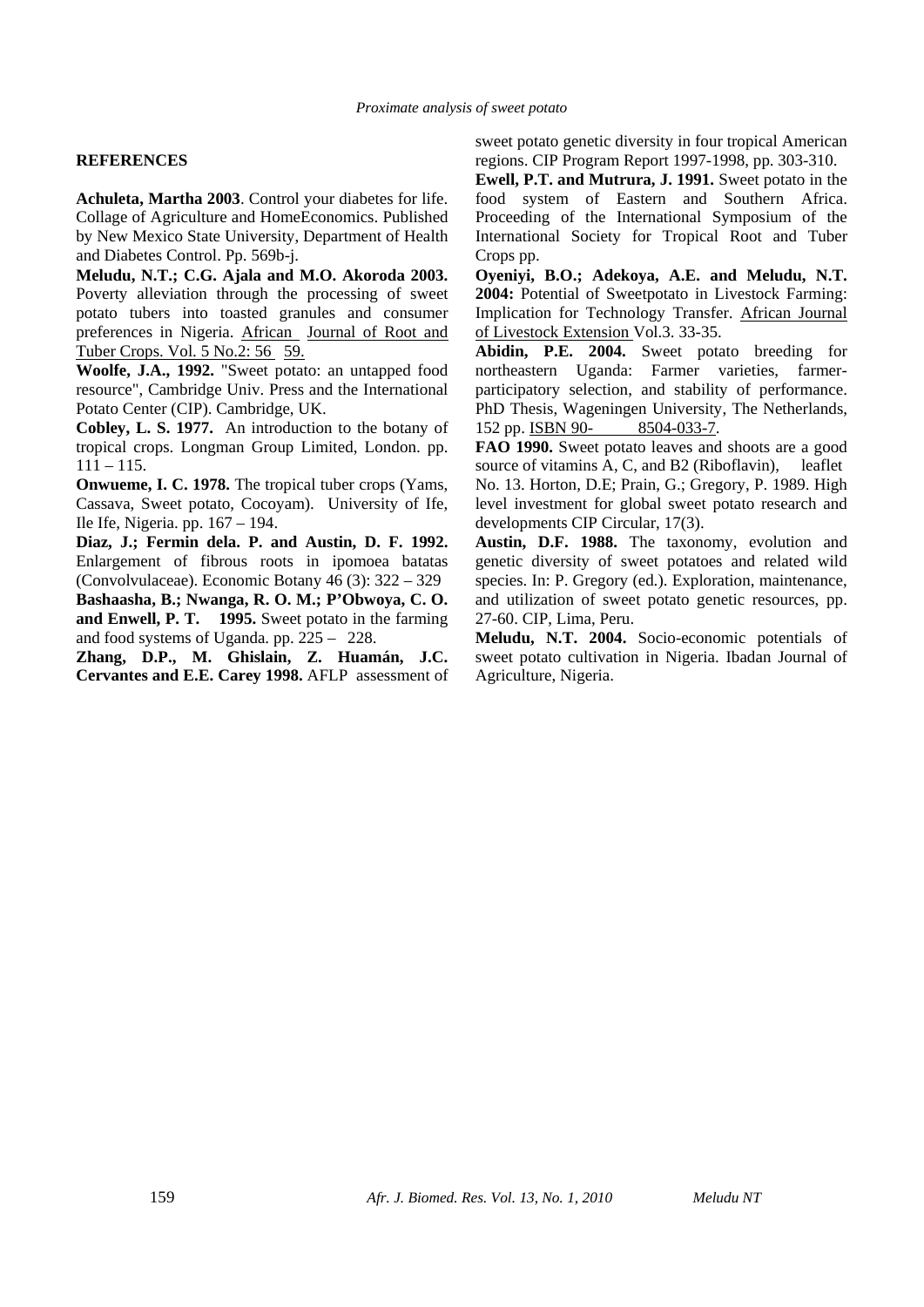## REFERENCES

**Achuleta, Martha 2003**. Control your diabetes for life. Collage of Agriculture and HomeEconomics. Published by New Mexico State University, Department of Health and Diabetes Control. Pp. 569b-j.

**Meludu, N.T.; C.G. Ajala and M.O. Akoroda 2003.** Poverty alleviation through the processing of sweet potato tubers into toasted granules and consumer preferences in Nigeria. African Journal of Root and Tuber Crops. Vol. 5 No.2: 56 59.

**Woolfe, J.A., 1992.** "Sweet potato: an untapped food resource", Cambridge Univ. Press and the International Potato Center (CIP). Cambridge, UK.

**Cobley, L. S. 1977.** An introduction to the botany of tropical crops. Longman Group Limited, London. pp. 111 – 115.

**Onwueme, I. C. 1978.** The tropical tuber crops (Yams, Cassava, Sweet potato, Cocoyam). University of Ife, Ile Ife, Nigeria. pp. 167 – 194.

**Diaz, J.; Fermin dela. P. and Austin, D. F. 1992.** Enlargement of fibrous roots in ipomoea batatas (Convolvulaceae). Economic Botany 46 (3): 322 – 329

**Bashaasha, B.; Nwanga, R. O. M.; P'Obwoya, C. O. and Enwell, P. T. 1995.** Sweet potato in the farming and food systems of Uganda. pp. 225 – 228.

**Zhang, D.P., M. Ghislain, Z. Huamán, J.C. Cervantes and E.E. Carey 1998.** AFLP assessment of sweet potato genetic diversity in four tropical American regions. CIP Program Report 1997-1998, pp. 303-310.

**Ewell, P.T. and Mutrura, J. 1991.** Sweet potato in the food system of Eastern and Southern Africa. Proceeding of the International Symposium of the International Society for Tropical Root and Tuber Crops pp.

**Oyeniyi, B.O.; Adekoya, A.E. and Meludu, N.T. 2004:** Potential of Sweetpotato in Livestock Farming: Implication for Technology Transfer. African Journal of Livestock Extension Vol.3. 33-35.

**Abidin, P.E. 2004.** Sweet potato breeding for northeastern Uganda: Farmer varieties, farmer-participatory selection, and stability of performance. PhD Thesis, Wageningen University, The Netherlands, 152 pp. ISBN 90- 8504-033-7.

**FAO 1990.** Sweet potato leaves and shoots are a good source of vitamins A, C, and B2 (Riboflavin), leaflet No. 13. Horton, D.E; Prain, G.; Gregory, P. 1989. High level investment for global sweet potato research and developments CIP Circular, 17(3).

**Austin, D.F. 1988.** The taxonomy, evolution and genetic diversity of sweet potatoes and related wild species. In: P. Gregory (ed.). Exploration, maintenance, and utilization of sweet potato genetic resources, pp. 27-60. CIP, Lima, Peru.

**Meludu, N.T. 2004.** Socio-economic potentials of sweet potato cultivation in Nigeria. Ibadan Journal of Agriculture, Nigeria.